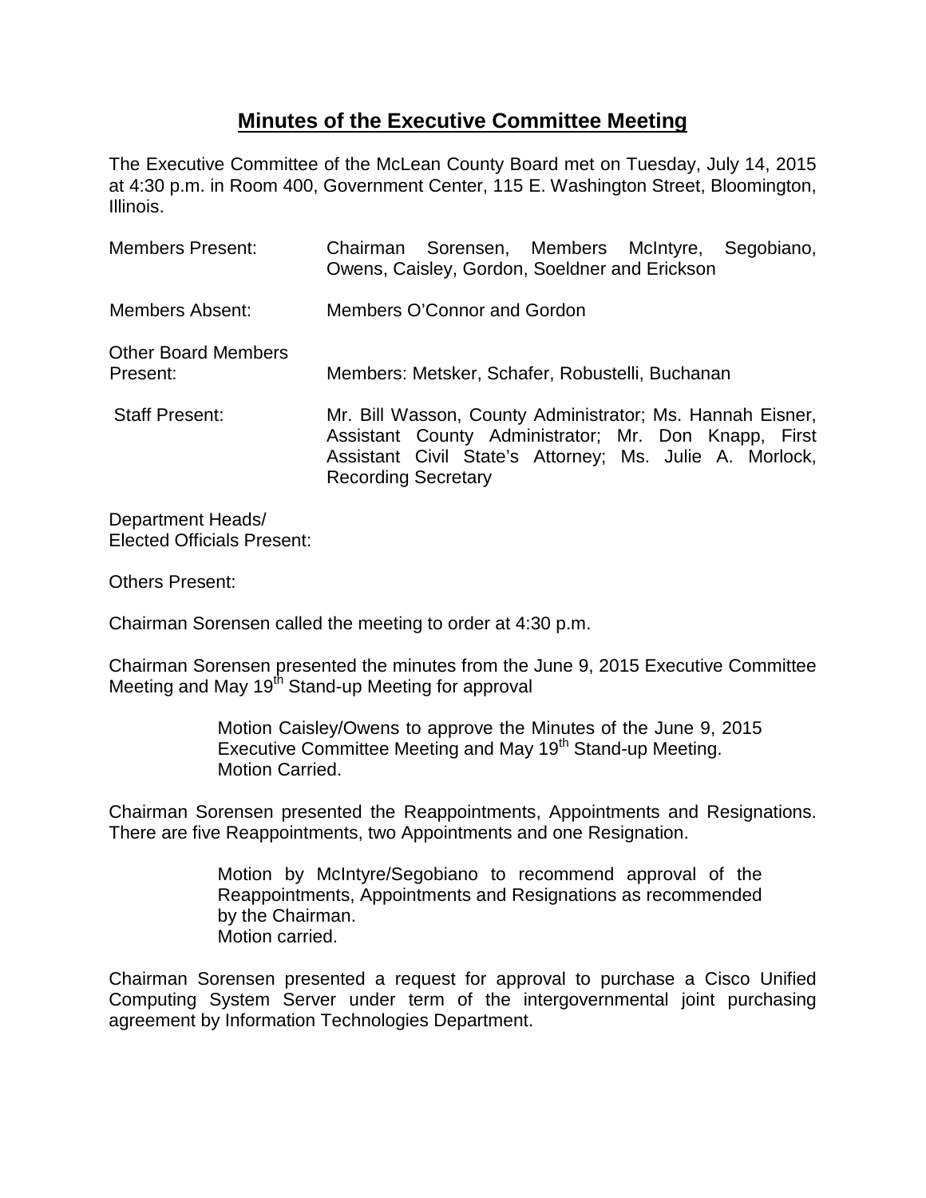# Minutes of the Executive Committee Meeting

The Executive Committee of the McLean County Board met on Tuesday, July 14, 2015 at 4:30 p.m. in Room 400, Government Center, 115 E. Washington Street, Bloomington, Illinois.

Members Present: Chairman Sorensen, Members McIntyre, Segobiano, Owens, Caisley, Gordon, Soeldner and Erickson

Members Absent: Members O'Connor and Gordon

Other Board Members Present: Members: Metsker, Schafer, Robustelli, Buchanan

Staff Present: Mr. Bill Wasson, County Administrator; Ms. Hannah Eisner, Assistant County Administrator; Mr. Don Knapp, First Assistant Civil State's Attorney; Ms. Julie A. Morlock, Recording Secretary

Department Heads/ Elected Officials Present:

Others Present:

Chairman Sorensen called the meeting to order at 4:30 p.m.

Chairman Sorensen presented the minutes from the June 9, 2015 Executive Committee Meeting and May 19th Stand-up Meeting for approval

> Motion Caisley/Owens to approve the Minutes of the June 9, 2015 Executive Committee Meeting and May 19th Stand-up Meeting.
> Motion Carried.

Chairman Sorensen presented the Reappointments, Appointments and Resignations. There are five Reappointments, two Appointments and one Resignation.

> Motion by McIntyre/Segobiano to recommend approval of the Reappointments, Appointments and Resignations as recommended by the Chairman.
> Motion carried.

Chairman Sorensen presented a request for approval to purchase a Cisco Unified Computing System Server under term of the intergovernmental joint purchasing agreement by Information Technologies Department.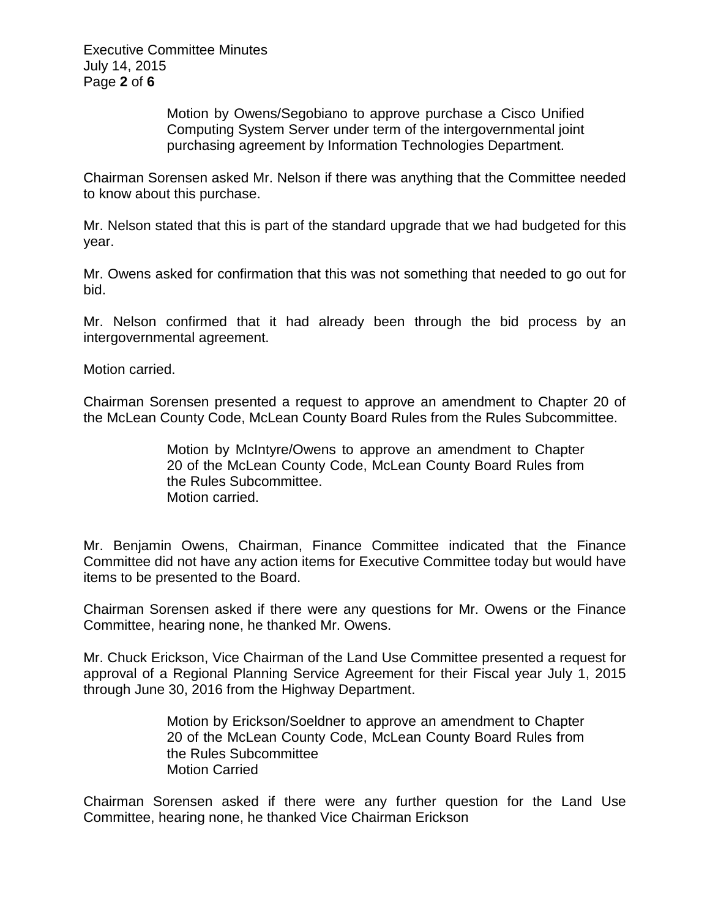Motion by Owens/Segobiano to approve purchase a Cisco Unified Computing System Server under term of the intergovernmental joint purchasing agreement by Information Technologies Department.

Chairman Sorensen asked Mr. Nelson if there was anything that the Committee needed to know about this purchase.

Mr. Nelson stated that this is part of the standard upgrade that we had budgeted for this year.

Mr. Owens asked for confirmation that this was not something that needed to go out for bid.

Mr. Nelson confirmed that it had already been through the bid process by an intergovernmental agreement.

Motion carried.

Chairman Sorensen presented a request to approve an amendment to Chapter 20 of the McLean County Code, McLean County Board Rules from the Rules Subcommittee.

Motion by McIntyre/Owens to approve an amendment to Chapter 20 of the McLean County Code, McLean County Board Rules from the Rules Subcommittee.
Motion carried.

Mr. Benjamin Owens, Chairman, Finance Committee indicated that the Finance Committee did not have any action items for Executive Committee today but would have items to be presented to the Board.

Chairman Sorensen asked if there were any questions for Mr. Owens or the Finance Committee, hearing none, he thanked Mr. Owens.

Mr. Chuck Erickson, Vice Chairman of the Land Use Committee presented a request for approval of a Regional Planning Service Agreement for their Fiscal year July 1, 2015 through June 30, 2016 from the Highway Department.

Motion by Erickson/Soeldner to approve an amendment to Chapter 20 of the McLean County Code, McLean County Board Rules from the Rules Subcommittee
Motion Carried

Chairman Sorensen asked if there were any further question for the Land Use Committee, hearing none, he thanked Vice Chairman Erickson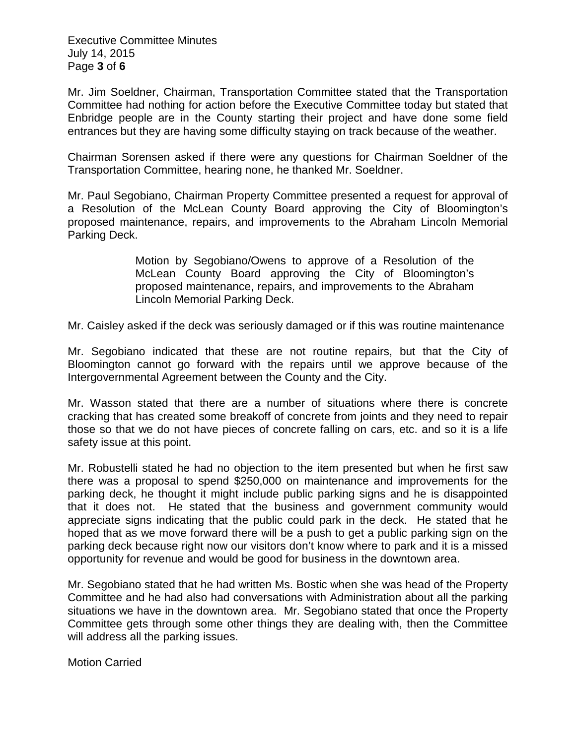Mr. Jim Soeldner, Chairman, Transportation Committee stated that the Transportation Committee had nothing for action before the Executive Committee today but stated that Enbridge people are in the County starting their project and have done some field entrances but they are having some difficulty staying on track because of the weather.

Chairman Sorensen asked if there were any questions for Chairman Soeldner of the Transportation Committee, hearing none, he thanked Mr. Soeldner.

Mr. Paul Segobiano, Chairman Property Committee presented a request for approval of a Resolution of the McLean County Board approving the City of Bloomington's proposed maintenance, repairs, and improvements to the Abraham Lincoln Memorial Parking Deck.

> Motion by Segobiano/Owens to approve of a Resolution of the McLean County Board approving the City of Bloomington's proposed maintenance, repairs, and improvements to the Abraham Lincoln Memorial Parking Deck.

Mr. Caisley asked if the deck was seriously damaged or if this was routine maintenance

Mr. Segobiano indicated that these are not routine repairs, but that the City of Bloomington cannot go forward with the repairs until we approve because of the Intergovernmental Agreement between the County and the City.

Mr. Wasson stated that there are a number of situations where there is concrete cracking that has created some breakoff of concrete from joints and they need to repair those so that we do not have pieces of concrete falling on cars, etc. and so it is a life safety issue at this point.

Mr. Robustelli stated he had no objection to the item presented but when he first saw there was a proposal to spend $250,000 on maintenance and improvements for the parking deck, he thought it might include public parking signs and he is disappointed that it does not. He stated that the business and government community would appreciate signs indicating that the public could park in the deck. He stated that he hoped that as we move forward there will be a push to get a public parking sign on the parking deck because right now our visitors don't know where to park and it is a missed opportunity for revenue and would be good for business in the downtown area.

Mr. Segobiano stated that he had written Ms. Bostic when she was head of the Property Committee and he had also had conversations with Administration about all the parking situations we have in the downtown area. Mr. Segobiano stated that once the Property Committee gets through some other things they are dealing with, then the Committee will address all the parking issues.

Motion Carried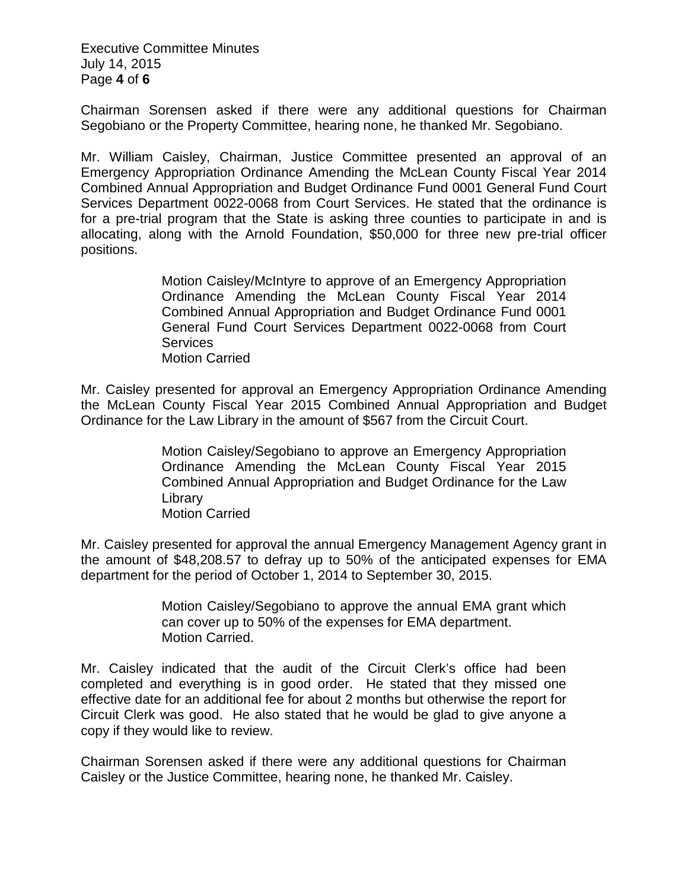Chairman Sorensen asked if there were any additional questions for Chairman Segobiano or the Property Committee, hearing none, he thanked Mr. Segobiano.

Mr. William Caisley, Chairman, Justice Committee presented an approval of an Emergency Appropriation Ordinance Amending the McLean County Fiscal Year 2014 Combined Annual Appropriation and Budget Ordinance Fund 0001 General Fund Court Services Department 0022-0068 from Court Services. He stated that the ordinance is for a pre-trial program that the State is asking three counties to participate in and is allocating, along with the Arnold Foundation, $50,000 for three new pre-trial officer positions.

> Motion Caisley/McIntyre to approve of an Emergency Appropriation Ordinance Amending the McLean County Fiscal Year 2014 Combined Annual Appropriation and Budget Ordinance Fund 0001 General Fund Court Services Department 0022-0068 from Court Services
> Motion Carried

Mr. Caisley presented for approval an Emergency Appropriation Ordinance Amending the McLean County Fiscal Year 2015 Combined Annual Appropriation and Budget Ordinance for the Law Library in the amount of $567 from the Circuit Court.

> Motion Caisley/Segobiano to approve an Emergency Appropriation Ordinance Amending the McLean County Fiscal Year 2015 Combined Annual Appropriation and Budget Ordinance for the Law Library
> Motion Carried

Mr. Caisley presented for approval the annual Emergency Management Agency grant in the amount of $48,208.57 to defray up to 50% of the anticipated expenses for EMA department for the period of October 1, 2014 to September 30, 2015.

> Motion Caisley/Segobiano to approve the annual EMA grant which can cover up to 50% of the expenses for EMA department.
> Motion Carried.

Mr. Caisley indicated that the audit of the Circuit Clerk's office had been completed and everything is in good order. He stated that they missed one effective date for an additional fee for about 2 months but otherwise the report for Circuit Clerk was good. He also stated that he would be glad to give anyone a copy if they would like to review.

Chairman Sorensen asked if there were any additional questions for Chairman Caisley or the Justice Committee, hearing none, he thanked Mr. Caisley.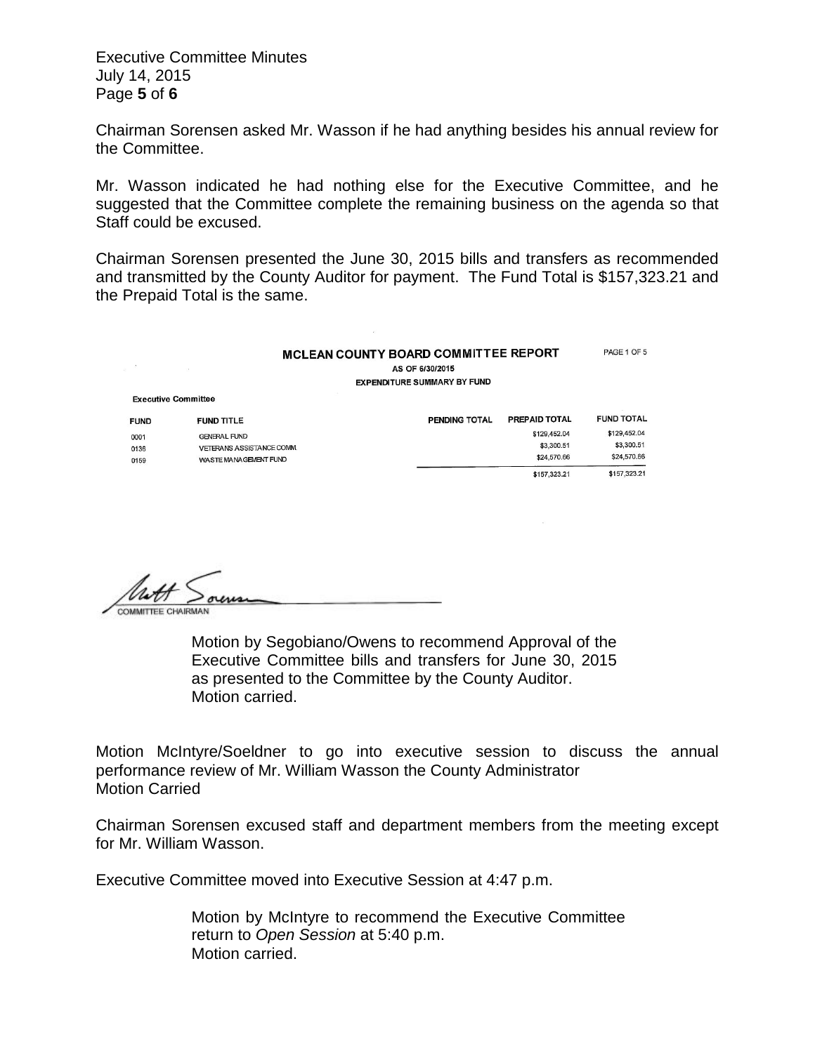Chairman Sorensen asked Mr. Wasson if he had anything besides his annual review for the Committee.

Mr. Wasson indicated he had nothing else for the Executive Committee, and he suggested that the Committee complete the remaining business on the agenda so that Staff could be excused.

Chairman Sorensen presented the June 30, 2015 bills and transfers as recommended and transmitted by the County Auditor for payment. The Fund Total is $157,323.21 and the Prepaid Total is the same.

**MCLEAN COUNTY BOARD COMMITTEE REPORT**
PAGE 1 OF 5
AS OF 6/30/2015
EXPENDITURE SUMMARY BY FUND

**Executive Committee**

| FUND | FUND TITLE | PENDING TOTAL | PREPAID TOTAL | FUND TOTAL |
|---|---|---|---|---|
| 0001 | GENERAL FUND | | $129,452.04 | $129,452.04 |
| 0136 | VETERANS ASSISTANCE COMM. | | $3,300.51 | $3,300.51 |
| 0159 | WASTE MANAGEMENT FUND | | $24,570.66 | $24,570.66 |
| | | | $157,323.21 | $157,323.21 |

Matt Sorensen
COMMITTEE CHAIRMAN

> Motion by Segobiano/Owens to recommend Approval of the Executive Committee bills and transfers for June 30, 2015 as presented to the Committee by the County Auditor.
> Motion carried.

Motion McIntyre/Soeldner to go into executive session to discuss the annual performance review of Mr. William Wasson the County Administrator
Motion Carried

Chairman Sorensen excused staff and department members from the meeting except for Mr. William Wasson.

Executive Committee moved into Executive Session at 4:47 p.m.

> Motion by McIntyre to recommend the Executive Committee return to *Open Session* at 5:40 p.m.
> Motion carried.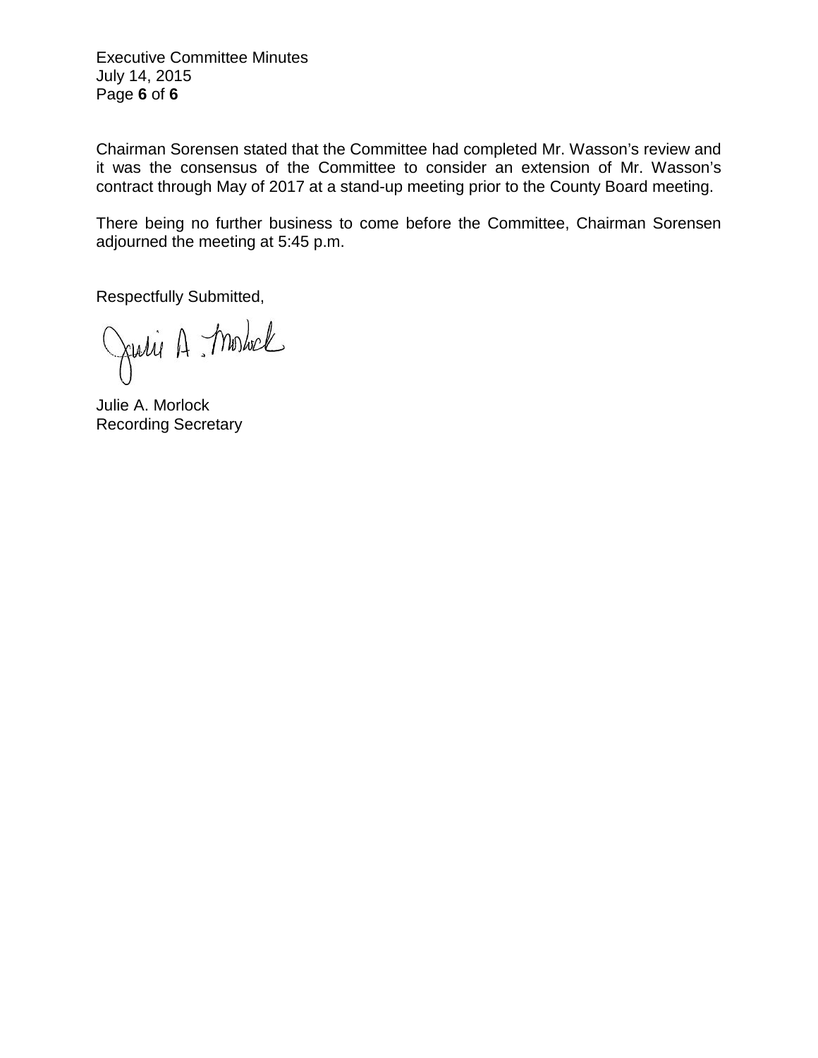Chairman Sorensen stated that the Committee had completed Mr. Wasson's review and it was the consensus of the Committee to consider an extension of Mr. Wasson's contract through May of 2017 at a stand-up meeting prior to the County Board meeting.

There being no further business to come before the Committee, Chairman Sorensen adjourned the meeting at 5:45 p.m.

Respectfully Submitted,

Julie A. Morlock
Recording Secretary